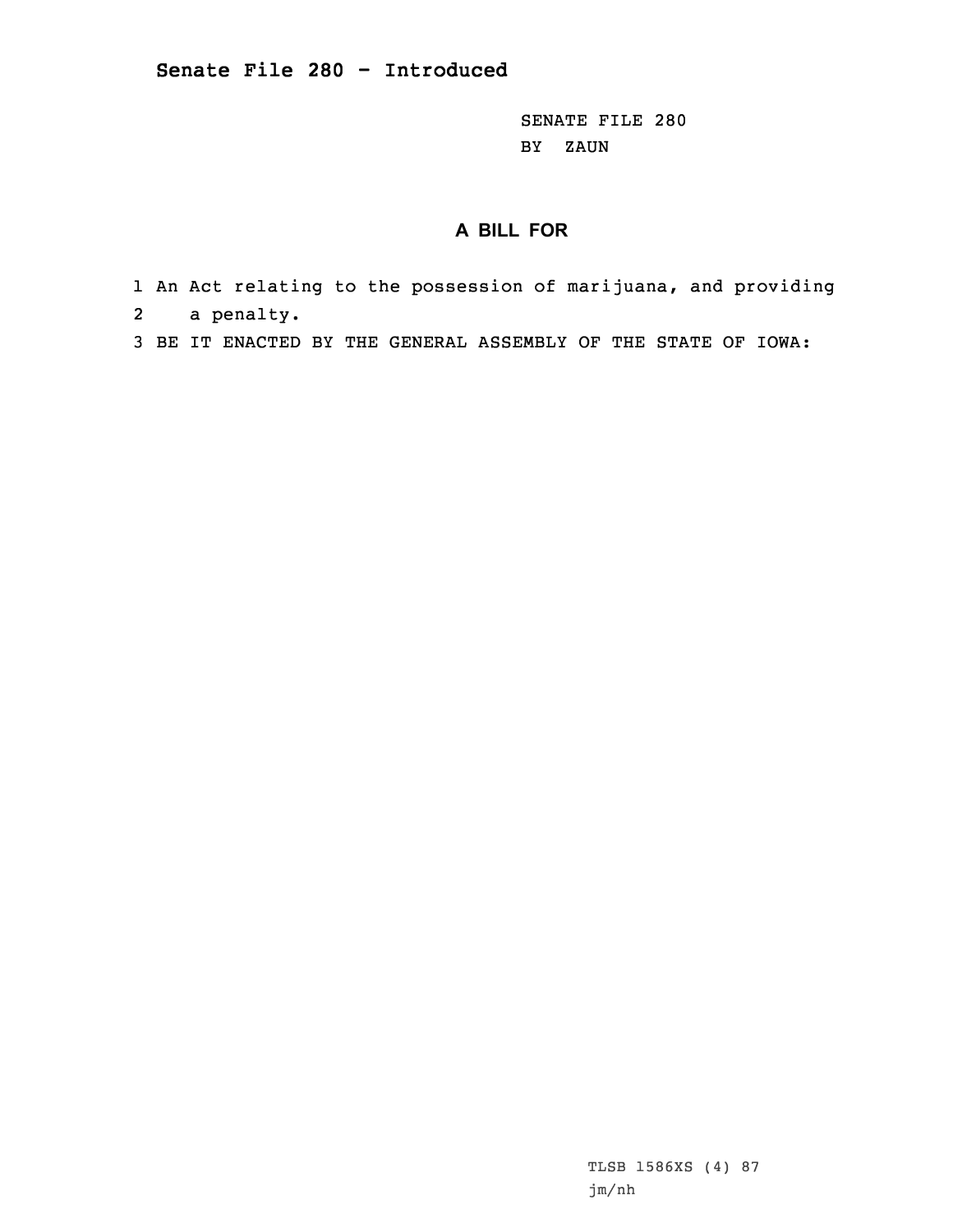## Senate File 280 - Introduced

SENATE FILE 280
BY ZAUN

### A BILL FOR

1 An Act relating to the possession of marijuana, and providing
2 a penalty.
3 BE IT ENACTED BY THE GENERAL ASSEMBLY OF THE STATE OF IOWA:

TLSB 1586XS (4) 87
jm/nh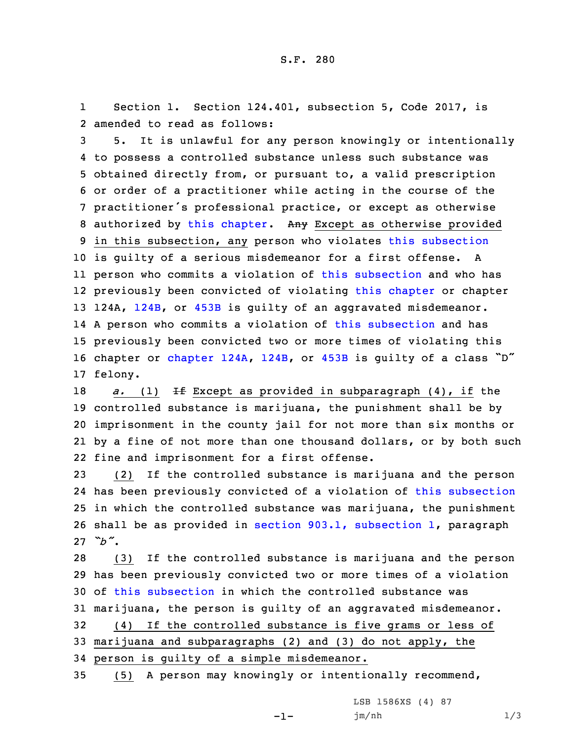S.F. 280

Section 1. Section 124.401, subsection 5, Code 2017, is amended to read as follows:

5. It is unlawful for any person knowingly or intentionally to possess a controlled substance unless such substance was obtained directly from, or pursuant to, a valid prescription or order of a practitioner while acting in the course of the practitioner's professional practice, or except as otherwise authorized by this chapter. ~~Any~~ Except as otherwise provided in this subsection, any person who violates this subsection is guilty of a serious misdemeanor for a first offense. A person who commits a violation of this subsection and who has previously been convicted of violating this chapter or chapter 124A, 124B, or 453B is guilty of an aggravated misdemeanor. A person who commits a violation of this subsection and has previously been convicted two or more times of violating this chapter or chapter 124A, 124B, or 453B is guilty of a class "D" felony.

*a.* (1) ~~If~~ Except as provided in subparagraph (4), if the controlled substance is marijuana, the punishment shall be by imprisonment in the county jail for not more than six months or by a fine of not more than one thousand dollars, or by both such fine and imprisonment for a first offense.

(2) If the controlled substance is marijuana and the person has been previously convicted of a violation of this subsection in which the controlled substance was marijuana, the punishment shall be as provided in section 903.1, subsection 1, paragraph *"b"*.

(3) If the controlled substance is marijuana and the person has been previously convicted two or more times of a violation of this subsection in which the controlled substance was marijuana, the person is guilty of an aggravated misdemeanor.

(4) If the controlled substance is five grams or less of marijuana and subparagraphs (2) and (3) do not apply, the person is guilty of a simple misdemeanor.

(5) A person may knowingly or intentionally recommend,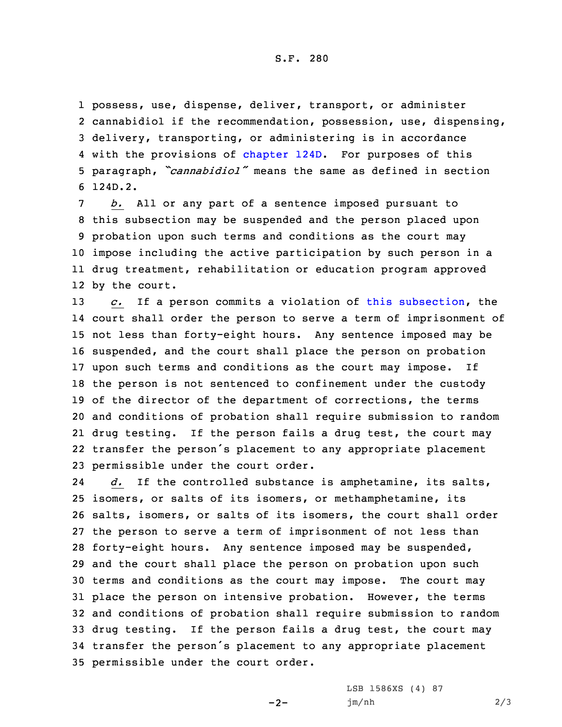possess, use, dispense, deliver, transport, or administer cannabidiol if the recommendation, possession, use, dispensing, delivery, transporting, or administering is in accordance with the provisions of chapter 124D. For purposes of this paragraph, *"cannabidiol"* means the same as defined in section 124D.2.

*b.* All or any part of a sentence imposed pursuant to this subsection may be suspended and the person placed upon probation upon such terms and conditions as the court may impose including the active participation by such person in a drug treatment, rehabilitation or education program approved by the court.

*c.* If a person commits a violation of this subsection, the court shall order the person to serve a term of imprisonment of not less than forty-eight hours. Any sentence imposed may be suspended, and the court shall place the person on probation upon such terms and conditions as the court may impose. If the person is not sentenced to confinement under the custody of the director of the department of corrections, the terms and conditions of probation shall require submission to random drug testing. If the person fails a drug test, the court may transfer the person's placement to any appropriate placement permissible under the court order.

*d.* If the controlled substance is amphetamine, its salts, isomers, or salts of its isomers, or methamphetamine, its salts, isomers, or salts of its isomers, the court shall order the person to serve a term of imprisonment of not less than forty-eight hours. Any sentence imposed may be suspended, and the court shall place the person on probation upon such terms and conditions as the court may impose. The court may place the person on intensive probation. However, the terms and conditions of probation shall require submission to random drug testing. If the person fails a drug test, the court may transfer the person's placement to any appropriate placement permissible under the court order.

LSB 1586XS (4) 87
jm/nh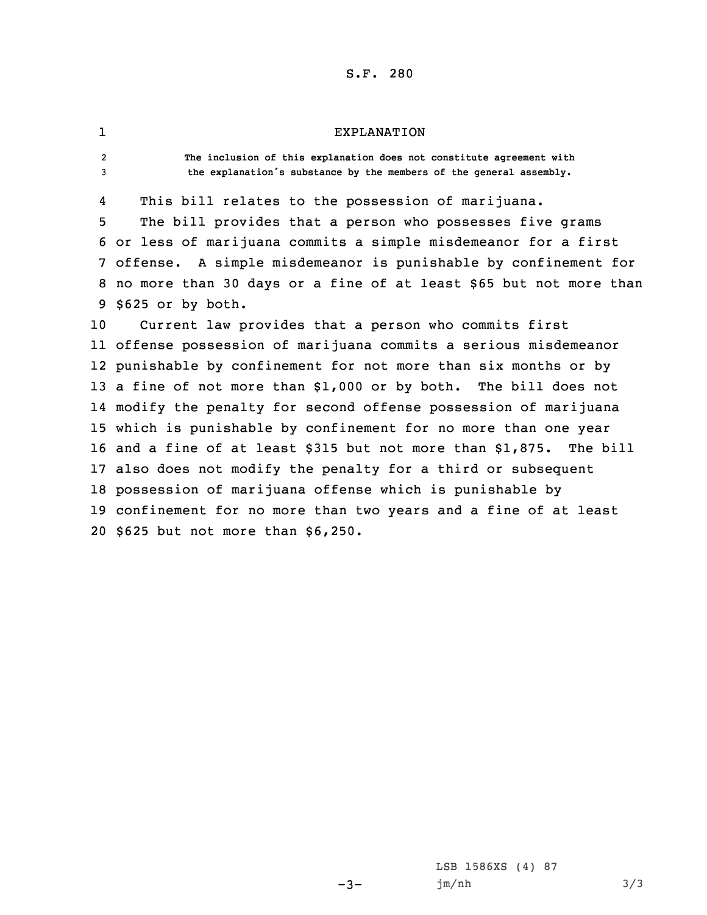# EXPLANATION

The inclusion of this explanation does not constitute agreement with the explanation's substance by the members of the general assembly.

This bill relates to the possession of marijuana.

The bill provides that a person who possesses five grams or less of marijuana commits a simple misdemeanor for a first offense. A simple misdemeanor is punishable by confinement for no more than 30 days or a fine of at least $65 but not more than $625 or by both.

Current law provides that a person who commits first offense possession of marijuana commits a serious misdemeanor punishable by confinement for not more than six months or by a fine of not more than $1,000 or by both. The bill does not modify the penalty for second offense possession of marijuana which is punishable by confinement for no more than one year and a fine of at least $315 but not more than $1,875. The bill also does not modify the penalty for a third or subsequent possession of marijuana offense which is punishable by confinement for no more than two years and a fine of at least $625 but not more than $6,250.

LSB 1586XS (4) 87
jm/nh